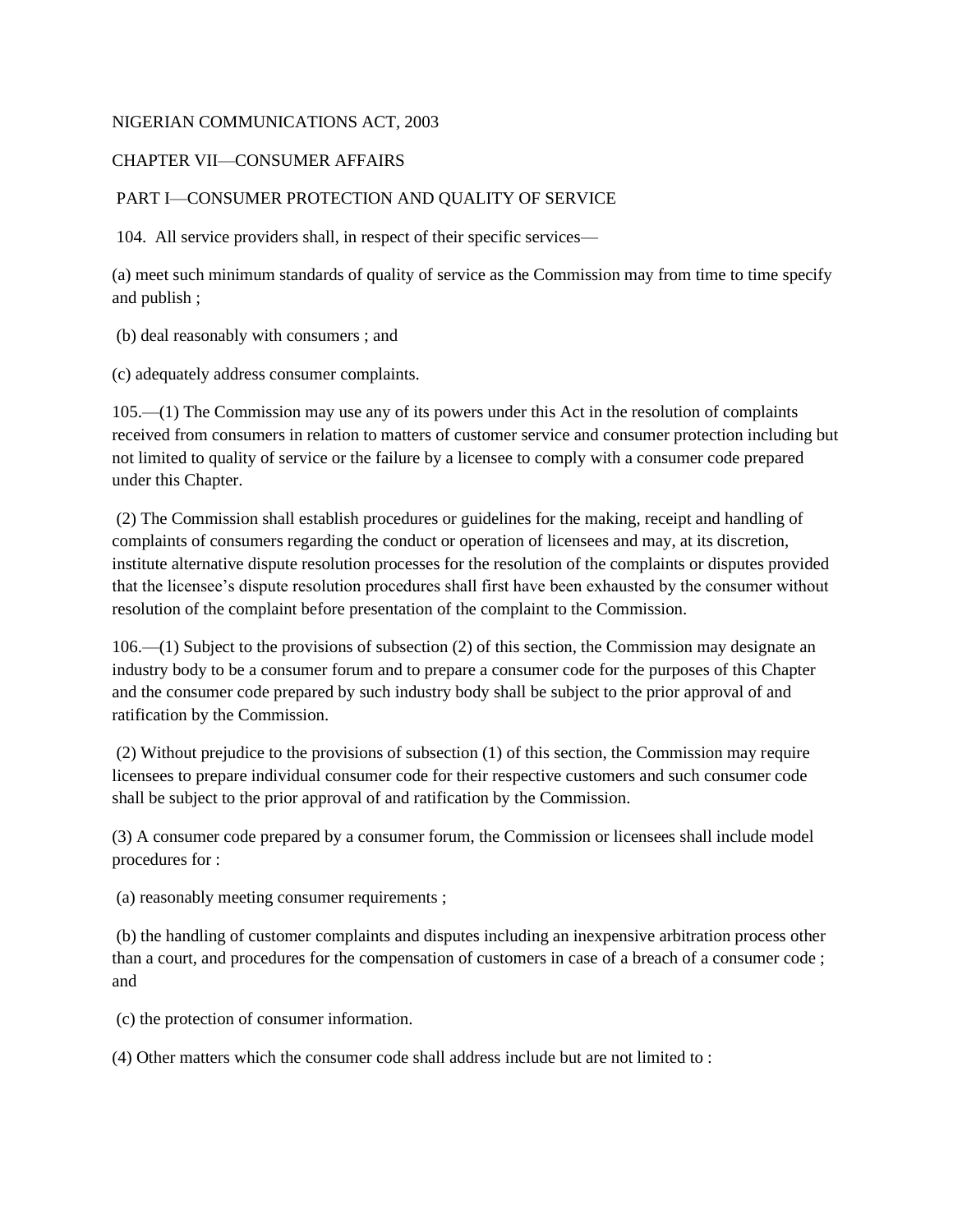# NIGERIAN COMMUNICATIONS ACT, 2003

## CHAPTER VII—CONSUMER AFFAIRS

### PART I—CONSUMER PROTECTION AND QUALITY OF SERVICE

104. All service providers shall, in respect of their specific services—

(a) meet such minimum standards of quality of service as the Commission may from time to time specify and publish ;

(b) deal reasonably with consumers ; and

(c) adequately address consumer complaints.

105.—(1) The Commission may use any of its powers under this Act in the resolution of complaints received from consumers in relation to matters of customer service and consumer protection including but not limited to quality of service or the failure by a licensee to comply with a consumer code prepared under this Chapter.

(2) The Commission shall establish procedures or guidelines for the making, receipt and handling of complaints of consumers regarding the conduct or operation of licensees and may, at its discretion, institute alternative dispute resolution processes for the resolution of the complaints or disputes provided that the licensee's dispute resolution procedures shall first have been exhausted by the consumer without resolution of the complaint before presentation of the complaint to the Commission.

106.—(1) Subject to the provisions of subsection (2) of this section, the Commission may designate an industry body to be a consumer forum and to prepare a consumer code for the purposes of this Chapter and the consumer code prepared by such industry body shall be subject to the prior approval of and ratification by the Commission.

(2) Without prejudice to the provisions of subsection (1) of this section, the Commission may require licensees to prepare individual consumer code for their respective customers and such consumer code shall be subject to the prior approval of and ratification by the Commission.

(3) A consumer code prepared by a consumer forum, the Commission or licensees shall include model procedures for :

(a) reasonably meeting consumer requirements ;

(b) the handling of customer complaints and disputes including an inexpensive arbitration process other than a court, and procedures for the compensation of customers in case of a breach of a consumer code ; and

(c) the protection of consumer information.

(4) Other matters which the consumer code shall address include but are not limited to :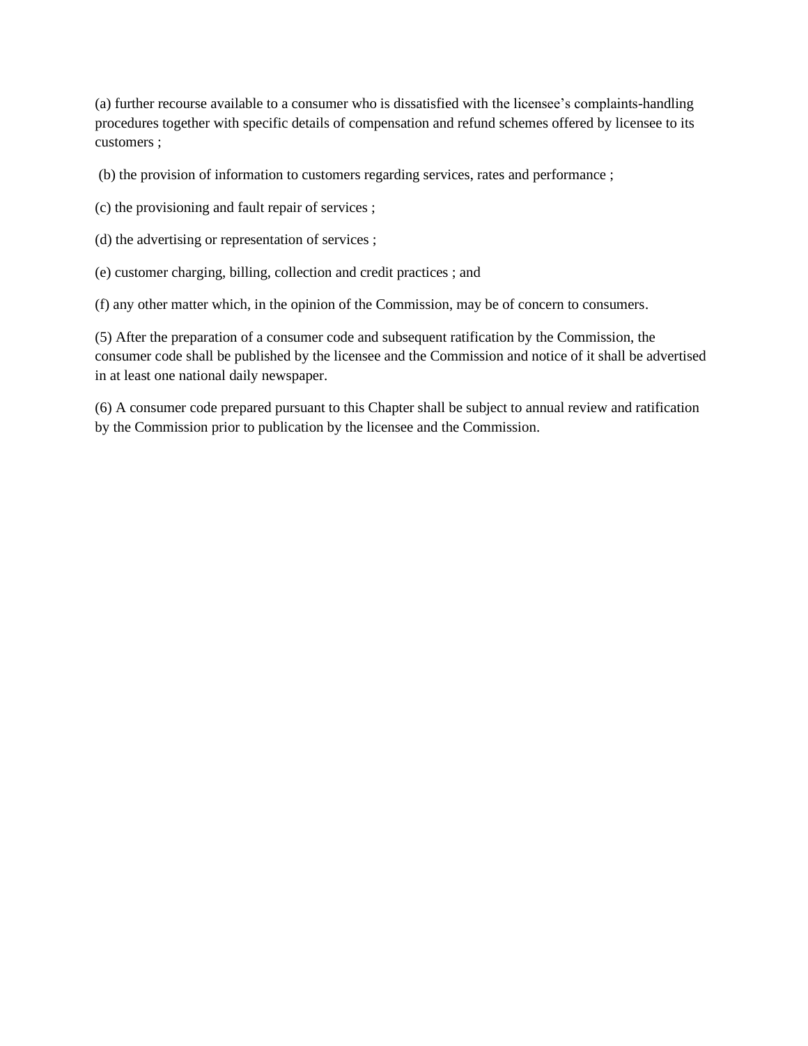(a) further recourse available to a consumer who is dissatisfied with the licensee's complaints-handling procedures together with specific details of compensation and refund schemes offered by licensee to its customers ;

(b) the provision of information to customers regarding services, rates and performance ;

(c) the provisioning and fault repair of services ;

(d) the advertising or representation of services ;

(e) customer charging, billing, collection and credit practices ; and

(f) any other matter which, in the opinion of the Commission, may be of concern to consumers.

(5) After the preparation of a consumer code and subsequent ratification by the Commission, the consumer code shall be published by the licensee and the Commission and notice of it shall be advertised in at least one national daily newspaper.

(6) A consumer code prepared pursuant to this Chapter shall be subject to annual review and ratification by the Commission prior to publication by the licensee and the Commission.